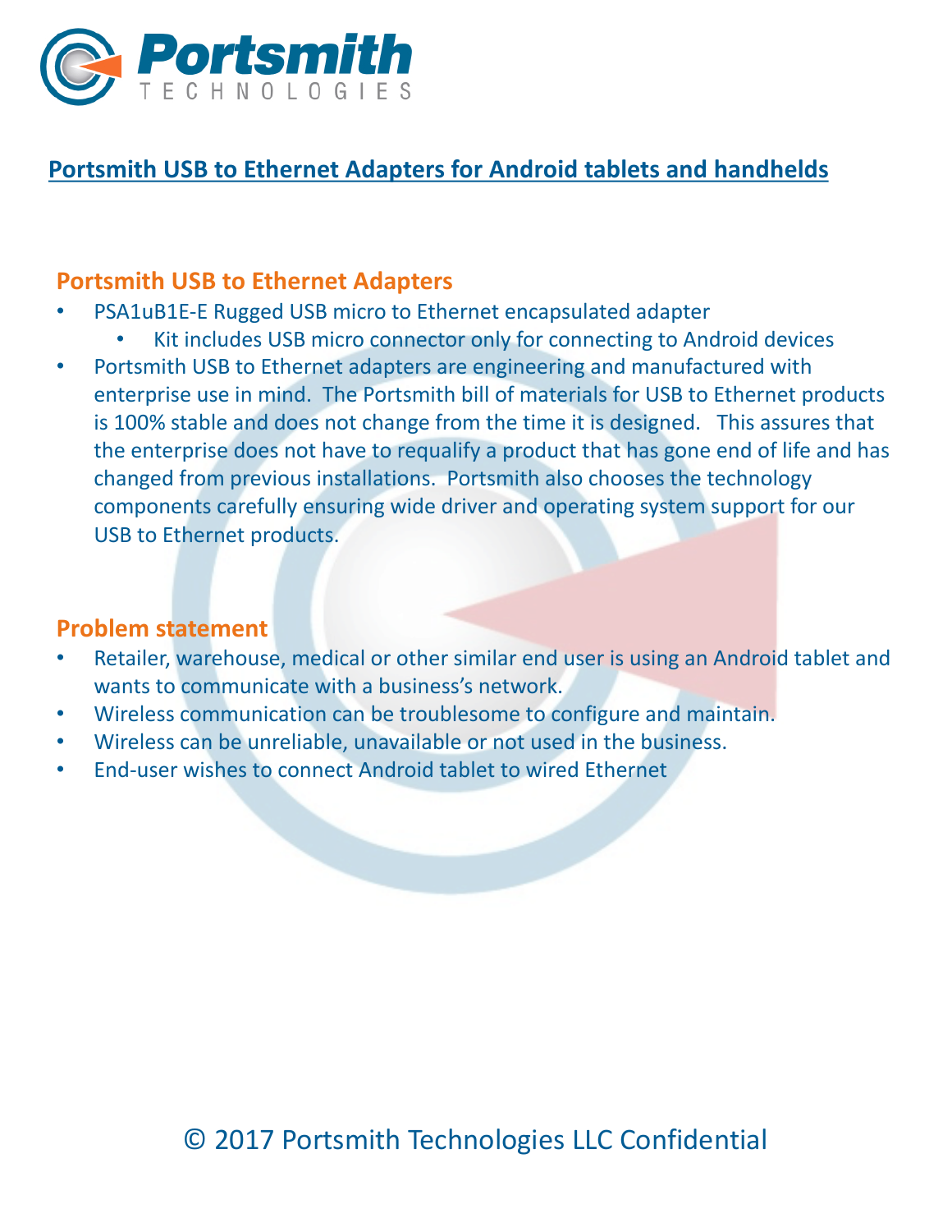# Portsmith USB to Ethernet Adapters for Android tablets and handhelds

## Portsmith USB to Ethernet Adapters

- PSA1uB1E-E Rugged USB micro to Ethernet encapsulated adapter
  - Kit includes USB micro connector only for connecting to Android devices
- Portsmith USB to Ethernet adapters are engineering and manufactured with enterprise use in mind. The Portsmith bill of materials for USB to Ethernet products is 100% stable and does not change from the time it is designed. This assures that the enterprise does not have to requalify a product that has gone end of life and has changed from previous installations. Portsmith also chooses the technology components carefully ensuring wide driver and operating system support for our USB to Ethernet products.

## Problem statement

- Retailer, warehouse, medical or other similar end user is using an Android tablet and wants to communicate with a business's network.
- Wireless communication can be troublesome to configure and maintain.
- Wireless can be unreliable, unavailable or not used in the business.
- End-user wishes to connect Android tablet to wired Ethernet

© 2017 Portsmith Technologies LLC Confidential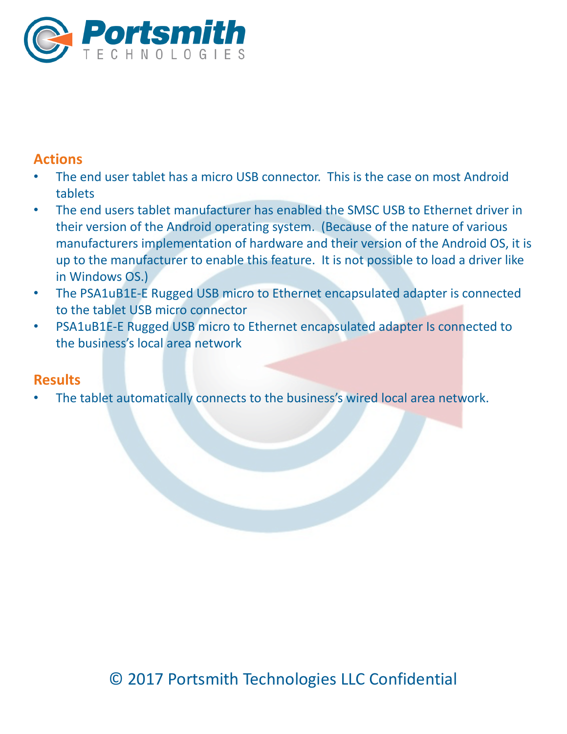## Actions

- The end user tablet has a micro USB connector. This is the case on most Android tablets
- The end users tablet manufacturer has enabled the SMSC USB to Ethernet driver in their version of the Android operating system. (Because of the nature of various manufacturers implementation of hardware and their version of the Android OS, it is up to the manufacturer to enable this feature. It is not possible to load a driver like in Windows OS.)
- The PSA1uB1E-E Rugged USB micro to Ethernet encapsulated adapter is connected to the tablet USB micro connector
- PSA1uB1E-E Rugged USB micro to Ethernet encapsulated adapter Is connected to the business's local area network

## Results

- The tablet automatically connects to the business's wired local area network.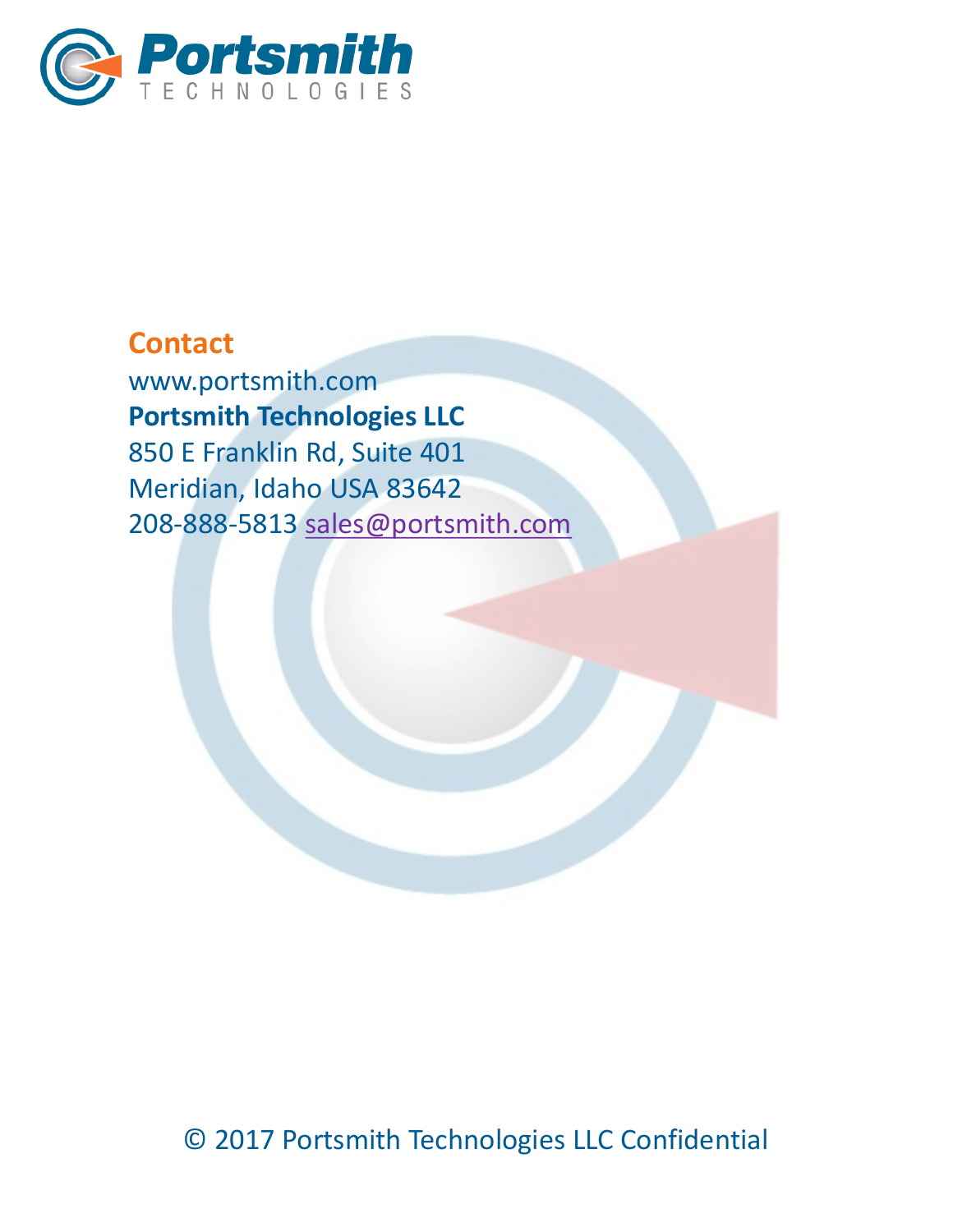## Contact

www.portsmith.com
**Portsmith Technologies LLC**
850 E Franklin Rd, Suite 401
Meridian, Idaho USA 83642
208-888-5813 sales@portsmith.com

© 2017 Portsmith Technologies LLC Confidential